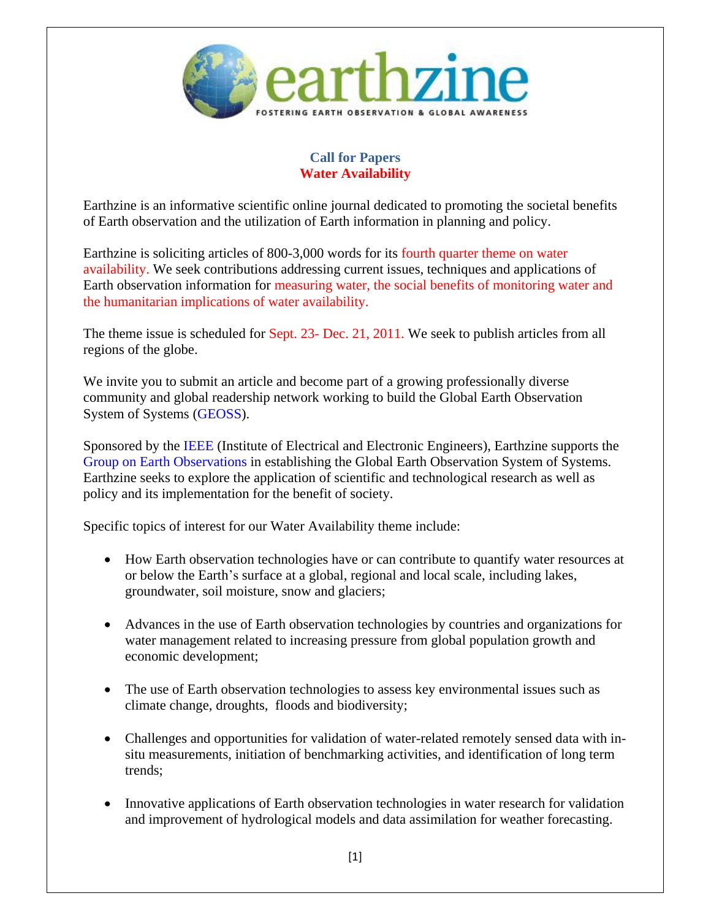# earthzine

FOSTERING EARTH OBSERVATION & GLOBAL AWARENESS

## Call for Papers
## Water Availability

Earthzine is an informative scientific online journal dedicated to promoting the societal benefits of Earth observation and the utilization of Earth information in planning and policy.

Earthzine is soliciting articles of 800-3,000 words for its fourth quarter theme on water availability. We seek contributions addressing current issues, techniques and applications of Earth observation information for measuring water, the social benefits of monitoring water and the humanitarian implications of water availability.

The theme issue is scheduled for Sept. 23- Dec. 21, 2011. We seek to publish articles from all regions of the globe.

We invite you to submit an article and become part of a growing professionally diverse community and global readership network working to build the Global Earth Observation System of Systems (GEOSS).

Sponsored by the IEEE (Institute of Electrical and Electronic Engineers), Earthzine supports the Group on Earth Observations in establishing the Global Earth Observation System of Systems. Earthzine seeks to explore the application of scientific and technological research as well as policy and its implementation for the benefit of society.

Specific topics of interest for our Water Availability theme include:

- How Earth observation technologies have or can contribute to quantify water resources at or below the Earth's surface at a global, regional and local scale, including lakes, groundwater, soil moisture, snow and glaciers;
- Advances in the use of Earth observation technologies by countries and organizations for water management related to increasing pressure from global population growth and economic development;
- The use of Earth observation technologies to assess key environmental issues such as climate change, droughts, floods and biodiversity;
- Challenges and opportunities for validation of water-related remotely sensed data with in-situ measurements, initiation of benchmarking activities, and identification of long term trends;
- Innovative applications of Earth observation technologies in water research for validation and improvement of hydrological models and data assimilation for weather forecasting.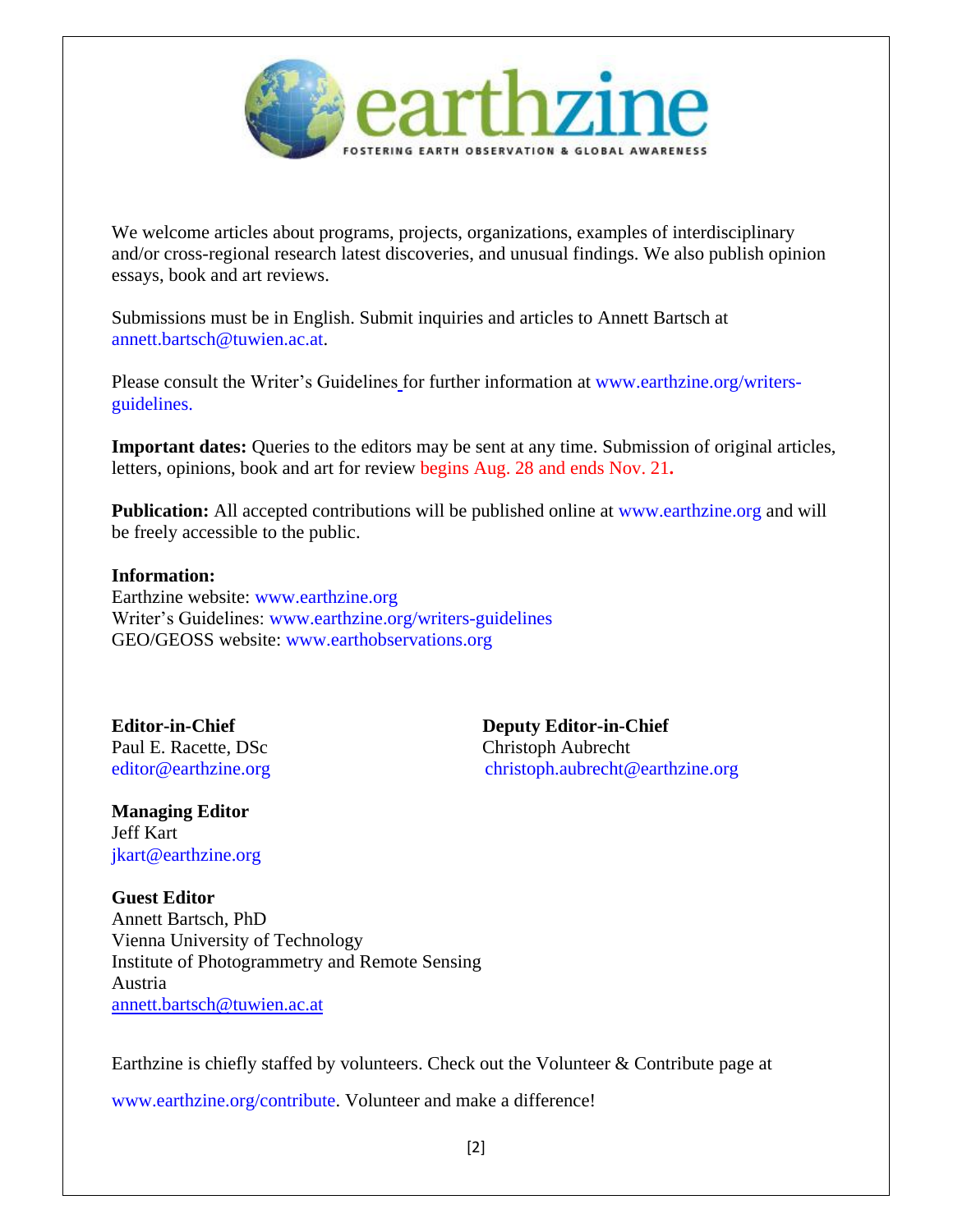earthzine

FOSTERING EARTH OBSERVATION & GLOBAL AWARENESS

We welcome articles about programs, projects, organizations, examples of interdisciplinary and/or cross-regional research latest discoveries, and unusual findings. We also publish opinion essays, book and art reviews.

Submissions must be in English. Submit inquiries and articles to Annett Bartsch at annett.bartsch@tuwien.ac.at.

Please consult the Writer's Guidelines for further information at www.earthzine.org/writers-guidelines.

**Important dates:** Queries to the editors may be sent at any time. Submission of original articles, letters, opinions, book and art for review begins Aug. 28 and ends Nov. 21**.**

**Publication:** All accepted contributions will be published online at www.earthzine.org and will be freely accessible to the public.

**Information:**
Earthzine website: www.earthzine.org
Writer's Guidelines: www.earthzine.org/writers-guidelines
GEO/GEOSS website: www.earthobservations.org

**Editor-in-Chief**
Paul E. Racette, DSc
editor@earthzine.org

**Deputy Editor-in-Chief**
Christoph Aubrecht
christoph.aubrecht@earthzine.org

**Managing Editor**
Jeff Kart
jkart@earthzine.org

**Guest Editor**
Annett Bartsch, PhD
Vienna University of Technology
Institute of Photogrammetry and Remote Sensing
Austria
annett.bartsch@tuwien.ac.at

Earthzine is chiefly staffed by volunteers. Check out the Volunteer & Contribute page at www.earthzine.org/contribute. Volunteer and make a difference!